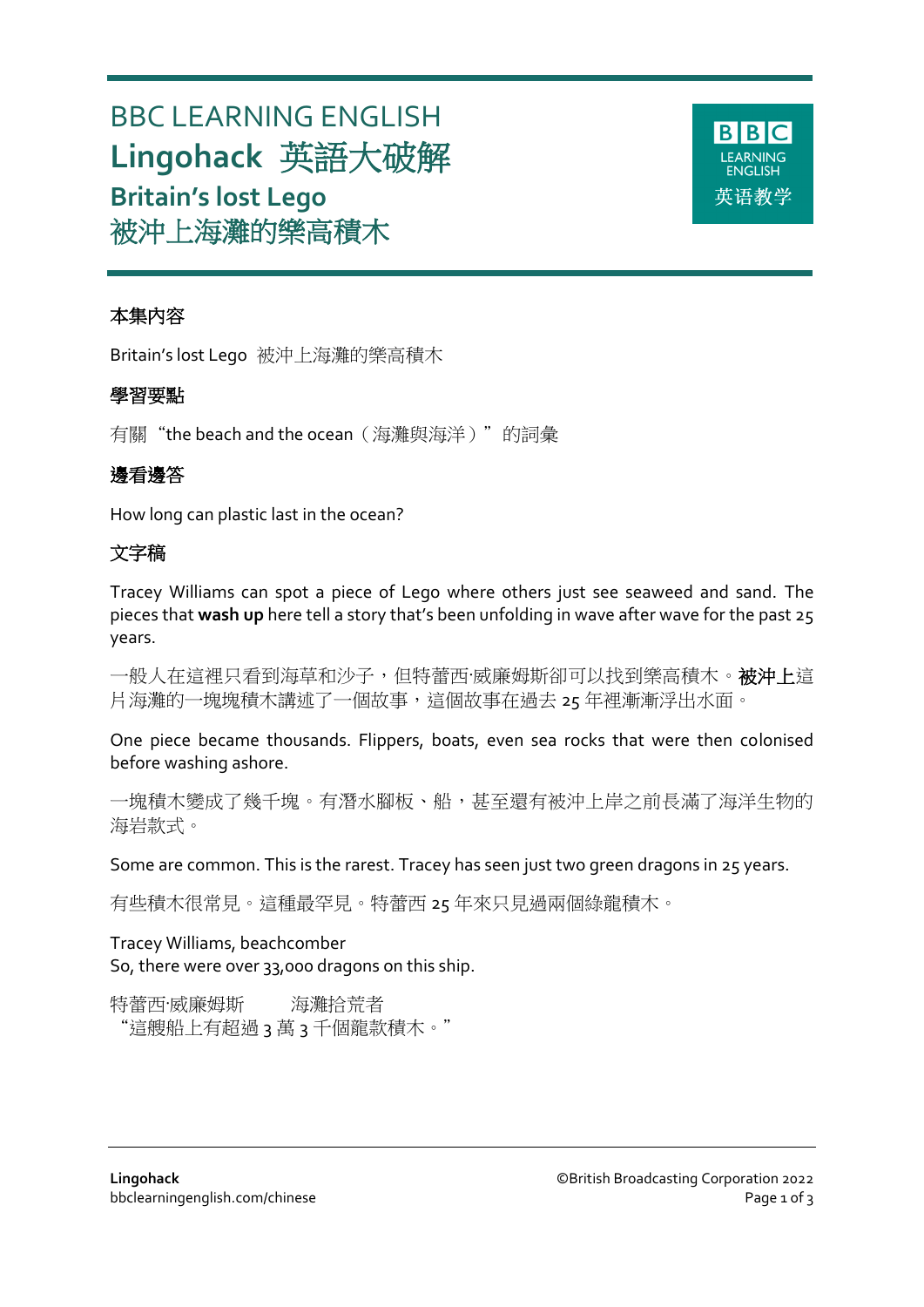# BBC LEARNING ENGLISH

# Lingohack 英語大破解

## Britain's lost Lego
## 被沖上海灘的樂高積木

### 本集內容

Britain's lost Lego 被沖上海灘的樂高積木

### 學習要點

有關"the beach and the ocean（海灘與海洋）"的詞彙

### 邊看邊答

How long can plastic last in the ocean?

### 文字稿

Tracey Williams can spot a piece of Lego where others just see seaweed and sand. The pieces that **wash up** here tell a story that's been unfolding in wave after wave for the past 25 years.

一般人在這裡只看到海草和沙子，但特蕾西·威廉姆斯卻可以找到樂高積木。**被沖上**這片海灘的一塊塊積木講述了一個故事，這個故事在過去 25 年裡漸漸浮出水面。

One piece became thousands. Flippers, boats, even sea rocks that were then colonised before washing ashore.

一塊積木變成了幾千塊。有潛水腳板、船，甚至還有被沖上岸之前長滿了海洋生物的海岩款式。

Some are common. This is the rarest. Tracey has seen just two green dragons in 25 years.

有些積木很常見。這種最罕見。特蕾西 25 年來只見過兩個綠龍積木。

Tracey Williams, beachcomber
So, there were over 33,000 dragons on this ship.

特蕾西·威廉姆斯　　海灘拾荒者
"這艘船上有超過 3 萬 3 千個龍款積木。"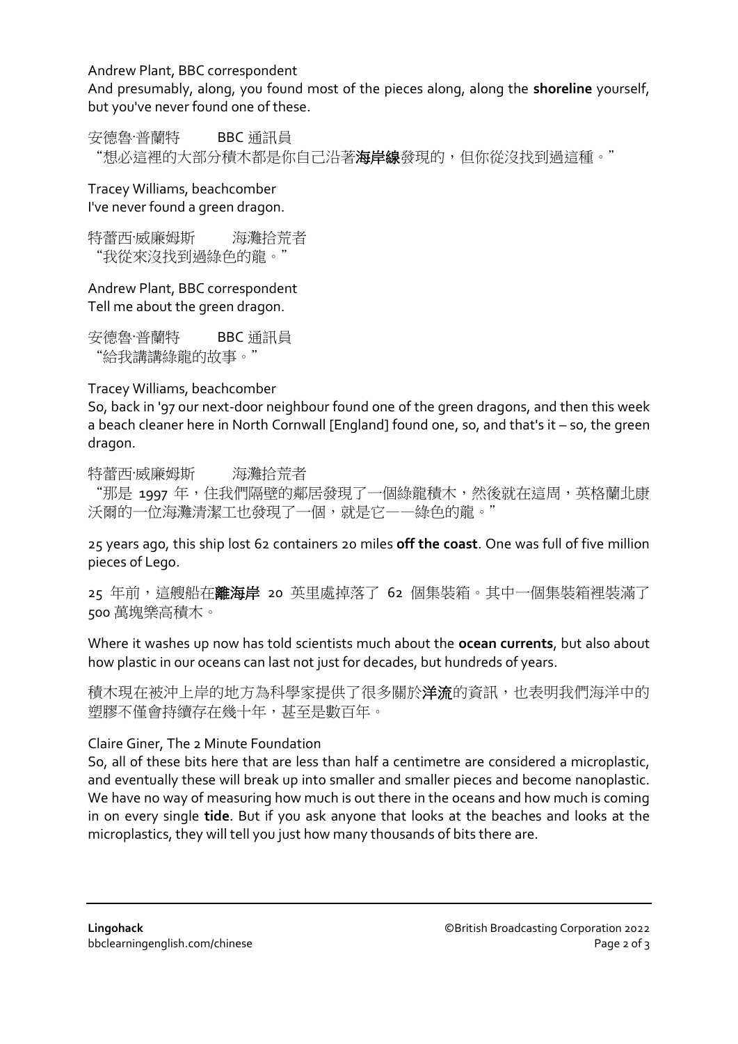Andrew Plant, BBC correspondent
And presumably, along, you found most of the pieces along, along the **shoreline** yourself, but you've never found one of these.

安德魯·普蘭特　　BBC 通訊員
"想必這裡的大部分積木都是你自己沿著**海岸線**發現的，但你從沒找到過這種。"

Tracey Williams, beachcomber
I've never found a green dragon.

特蕾西·威廉姆斯　　海灘拾荒者
"我從來沒找到過綠色的龍。"

Andrew Plant, BBC correspondent
Tell me about the green dragon.

安德魯·普蘭特　　BBC 通訊員
"給我講講綠龍的故事。"

Tracey Williams, beachcomber
So, back in '97 our next-door neighbour found one of the green dragons, and then this week a beach cleaner here in North Cornwall [England] found one, so, and that's it – so, the green dragon.

特蕾西·威廉姆斯　　海灘拾荒者
"那是 1997 年，住我們隔壁的鄰居發現了一個綠龍積木，然後就在這周，英格蘭北康沃爾的一位海灘清潔工也發現了一個，就是它——綠色的龍。"

25 years ago, this ship lost 62 containers 20 miles **off the coast**. One was full of five million pieces of Lego.

25 年前，這艘船在**離海岸** 20 英里處掉落了 62 個集裝箱。其中一個集裝箱裡裝滿了 500 萬塊樂高積木。

Where it washes up now has told scientists much about the **ocean currents**, but also about how plastic in our oceans can last not just for decades, but hundreds of years.

積木現在被沖上岸的地方為科學家提供了很多關於**洋流**的資訊，也表明我們海洋中的塑膠不僅會持續存在幾十年，甚至是數百年。

Claire Giner, The 2 Minute Foundation
So, all of these bits here that are less than half a centimetre are considered a microplastic, and eventually these will break up into smaller and smaller pieces and become nanoplastic. We have no way of measuring how much is out there in the oceans and how much is coming in on every single **tide**. But if you ask anyone that looks at the beaches and looks at the microplastics, they will tell you just how many thousands of bits there are.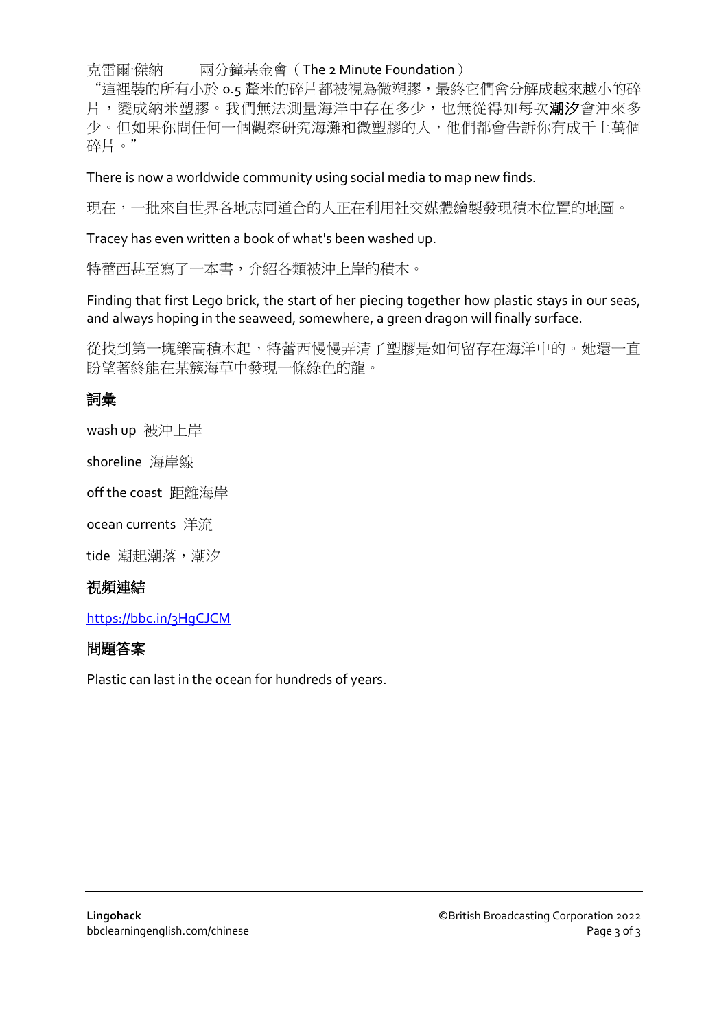克雷爾·傑納　　兩分鐘基金會（The 2 Minute Foundation）

"這裡裝的所有小於 0.5 釐米的碎片都被視為微塑膠，最終它們會分解成越來越小的碎片，變成納米塑膠。我們無法測量海洋中存在多少，也無從得知每次**潮汐**會沖來多少。但如果你問任何一個觀察研究海灘和微塑膠的人，他們都會告訴你有成千上萬個碎片。"

There is now a worldwide community using social media to map new finds.

現在，一批來自世界各地志同道合的人正在利用社交媒體繪製發現積木位置的地圖。

Tracey has even written a book of what's been washed up.

特蕾西甚至寫了一本書，介紹各類被沖上岸的積木。

Finding that first Lego brick, the start of her piecing together how plastic stays in our seas, and always hoping in the seaweed, somewhere, a green dragon will finally surface.

從找到第一塊樂高積木起，特蕾西慢慢弄清了塑膠是如何留存在海洋中的。她還一直盼望著終能在某簇海草中發現一條綠色的龍。

## 詞彙

wash up　被沖上岸

shoreline　海岸線

off the coast　距離海岸

ocean currents　洋流

tide　潮起潮落，潮汐

## 視頻連結

https://bbc.in/3HgCJCM

## 問題答案

Plastic can last in the ocean for hundreds of years.